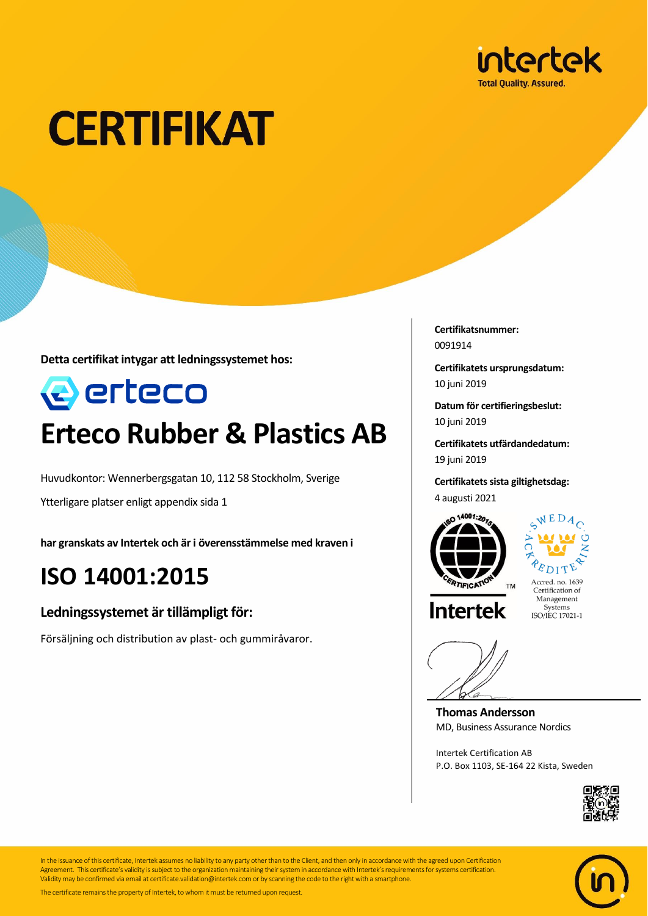# CERTIFIKAT

**Detta certifikat intygar att ledningssystemet hos:**

## Erteco Rubber & Plastics AB

Huvudkontor: Wennerbergsgatan 10, 112 58 Stockholm, Sverige

Ytterligare platser enligt appendix sida 1

**har granskats av Intertek och är i överensstämmelse med kraven i**

## ISO 14001:2015

### Ledningssystemet är tillämpligt för:

Försäljning och distribution av plast- och gummiråvaror.

**Certifikatsnummer:**
0091914

**Certifikatets ursprungsdatum:**
10 juni 2019

**Datum för certifieringsbeslut:**
10 juni 2019

**Certifikatets utfärdandedatum:**
19 juni 2019

**Certifikatets sista giltighetsdag:**
4 augusti 2021

Accred. no. 1639
Certification of Management Systems
ISO/IEC 17021-1

**Thomas Andersson**
MD, Business Assurance Nordics

Intertek Certification AB
P.O. Box 1103, SE-164 22 Kista, Sweden

In the issuance of this certificate, Intertek assumes no liability to any party other than to the Client, and then only in accordance with the agreed upon Certification Agreement. This certificate's validity is subject to the organization maintaining their system in accordance with Intertek's requirements for systems certification. Validity may be confirmed via email at certificate.validation@intertek.com or by scanning the code to the right with a smartphone.

The certificate remains the property of Intertek, to whom it must be returned upon request.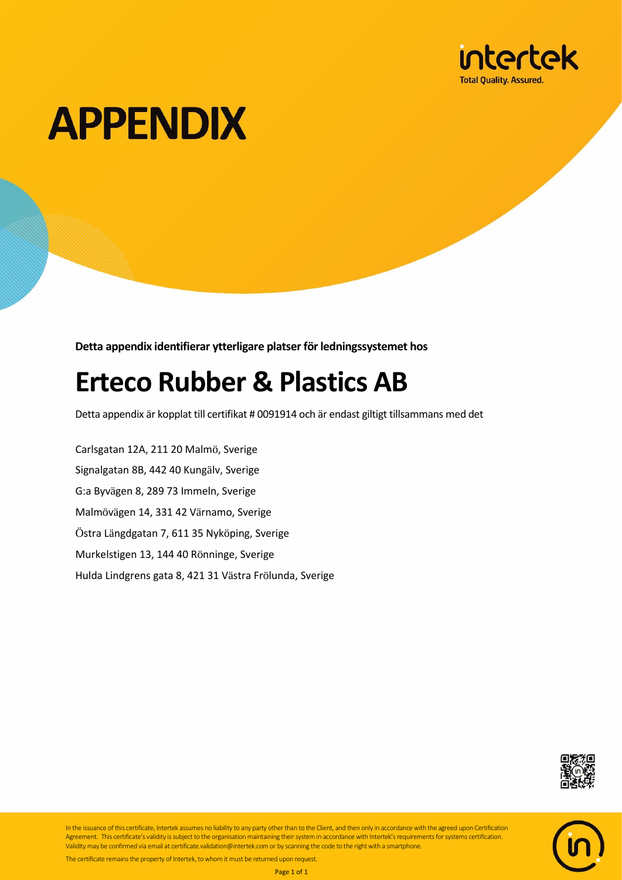# APPENDIX

**Detta appendix identifierar ytterligare platser för ledningssystemet hos**

## Erteco Rubber & Plastics AB

Detta appendix är kopplat till certifikat # 0091914 och är endast giltigt tillsammans med det

Carlsgatan 12A, 211 20 Malmö, Sverige
Signalgatan 8B, 442 40 Kungälv, Sverige
G:a Byvägen 8, 289 73 Immeln, Sverige
Malmövägen 14, 331 42 Värnamo, Sverige
Östra Längdgatan 7, 611 35 Nyköping, Sverige
Murkelstigen 13, 144 40 Rönninge, Sverige
Hulda Lindgrens gata 8, 421 31 Västra Frölunda, Sverige

In the issuance of this certificate, Intertek assumes no liability to any party other than to the Client, and then only in accordance with the agreed upon Certification Agreement. This certificate's validity is subject to the organisation maintaining their system in accordance with Intertek's requirements for systems certification. Validity may be confirmed via email at certificate.validation@intertek.com or by scanning the code to the right with a smartphone.

The certificate remains the property of Intertek, to whom it must be returned upon request.